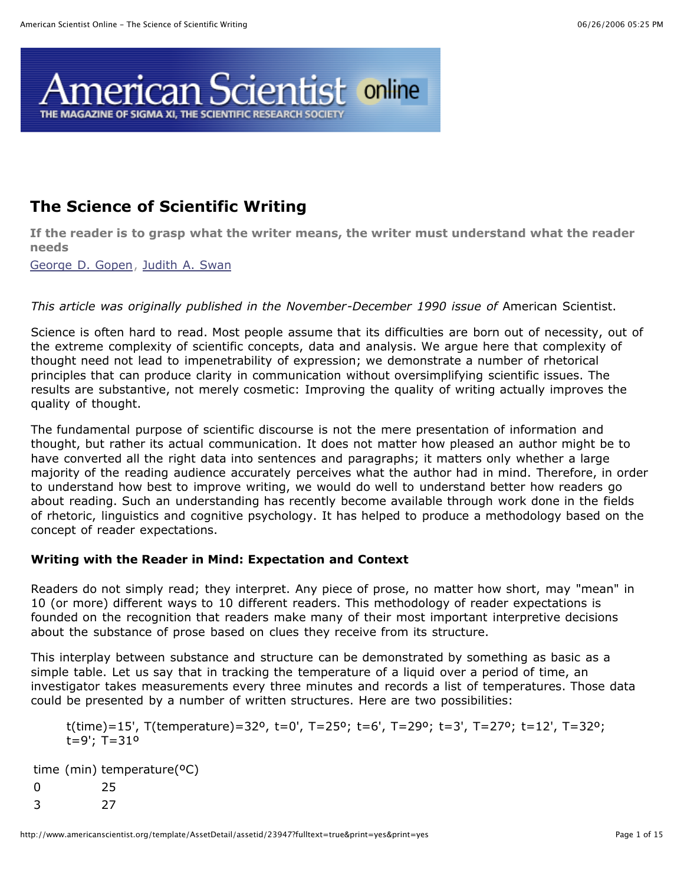# The Science of Scientific Writing

**If the reader is to grasp what the writer means, the writer must understand what the reader needs**

George D. Gopen, Judith A. Swan

*This article was originally published in the November-December 1990 issue of* American Scientist.

Science is often hard to read. Most people assume that its difficulties are born out of necessity, out of the extreme complexity of scientific concepts, data and analysis. We argue here that complexity of thought need not lead to impenetrability of expression; we demonstrate a number of rhetorical principles that can produce clarity in communication without oversimplifying scientific issues. The results are substantive, not merely cosmetic: Improving the quality of writing actually improves the quality of thought.

The fundamental purpose of scientific discourse is not the mere presentation of information and thought, but rather its actual communication. It does not matter how pleased an author might be to have converted all the right data into sentences and paragraphs; it matters only whether a large majority of the reading audience accurately perceives what the author had in mind. Therefore, in order to understand how best to improve writing, we would do well to understand better how readers go about reading. Such an understanding has recently become available through work done in the fields of rhetoric, linguistics and cognitive psychology. It has helped to produce a methodology based on the concept of reader expectations.

### Writing with the Reader in Mind: Expectation and Context

Readers do not simply read; they interpret. Any piece of prose, no matter how short, may "mean" in 10 (or more) different ways to 10 different readers. This methodology of reader expectations is founded on the recognition that readers make many of their most important interpretive decisions about the substance of prose based on clues they receive from its structure.

This interplay between substance and structure can be demonstrated by something as basic as a simple table. Let us say that in tracking the temperature of a liquid over a period of time, an investigator takes measurements every three minutes and records a list of temperatures. Those data could be presented by a number of written structures. Here are two possibilities:

> t(time)=15', T(temperature)=32º, t=0', T=25º; t=6', T=29º; t=3', T=27º; t=12', T=32º; t=9'; T=31º

| time (min) | temperature(ºC) |
|---|---|
| 0 | 25 |
| 3 | 27 |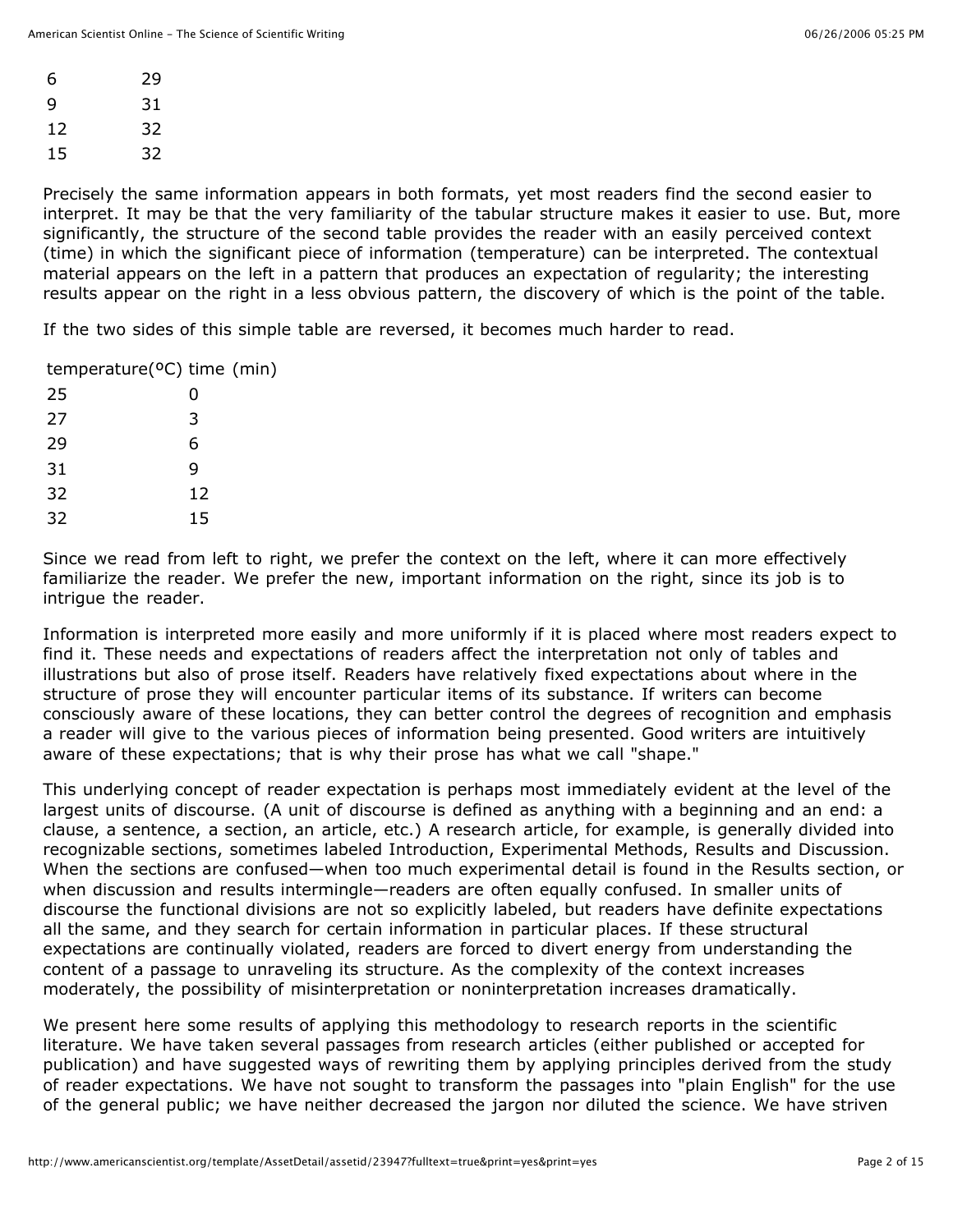| | |
|---|---|
| 6 | 29 |
| 9 | 31 |
| 12 | 32 |
| 15 | 32 |

Precisely the same information appears in both formats, yet most readers find the second easier to interpret. It may be that the very familiarity of the tabular structure makes it easier to use. But, more significantly, the structure of the second table provides the reader with an easily perceived context (time) in which the significant piece of information (temperature) can be interpreted. The contextual material appears on the left in a pattern that produces an expectation of regularity; the interesting results appear on the right in a less obvious pattern, the discovery of which is the point of the table.

If the two sides of this simple table are reversed, it becomes much harder to read.

| temperature(ºC) | time (min) |
|---|---|
| 25 | 0 |
| 27 | 3 |
| 29 | 6 |
| 31 | 9 |
| 32 | 12 |
| 32 | 15 |

Since we read from left to right, we prefer the context on the left, where it can more effectively familiarize the reader. We prefer the new, important information on the right, since its job is to intrigue the reader.

Information is interpreted more easily and more uniformly if it is placed where most readers expect to find it. These needs and expectations of readers affect the interpretation not only of tables and illustrations but also of prose itself. Readers have relatively fixed expectations about where in the structure of prose they will encounter particular items of its substance. If writers can become consciously aware of these locations, they can better control the degrees of recognition and emphasis a reader will give to the various pieces of information being presented. Good writers are intuitively aware of these expectations; that is why their prose has what we call "shape."

This underlying concept of reader expectation is perhaps most immediately evident at the level of the largest units of discourse. (A unit of discourse is defined as anything with a beginning and an end: a clause, a sentence, a section, an article, etc.) A research article, for example, is generally divided into recognizable sections, sometimes labeled Introduction, Experimental Methods, Results and Discussion. When the sections are confused—when too much experimental detail is found in the Results section, or when discussion and results intermingle—readers are often equally confused. In smaller units of discourse the functional divisions are not so explicitly labeled, but readers have definite expectations all the same, and they search for certain information in particular places. If these structural expectations are continually violated, readers are forced to divert energy from understanding the content of a passage to unraveling its structure. As the complexity of the context increases moderately, the possibility of misinterpretation or noninterpretation increases dramatically.

We present here some results of applying this methodology to research reports in the scientific literature. We have taken several passages from research articles (either published or accepted for publication) and have suggested ways of rewriting them by applying principles derived from the study of reader expectations. We have not sought to transform the passages into "plain English" for the use of the general public; we have neither decreased the jargon nor diluted the science. We have striven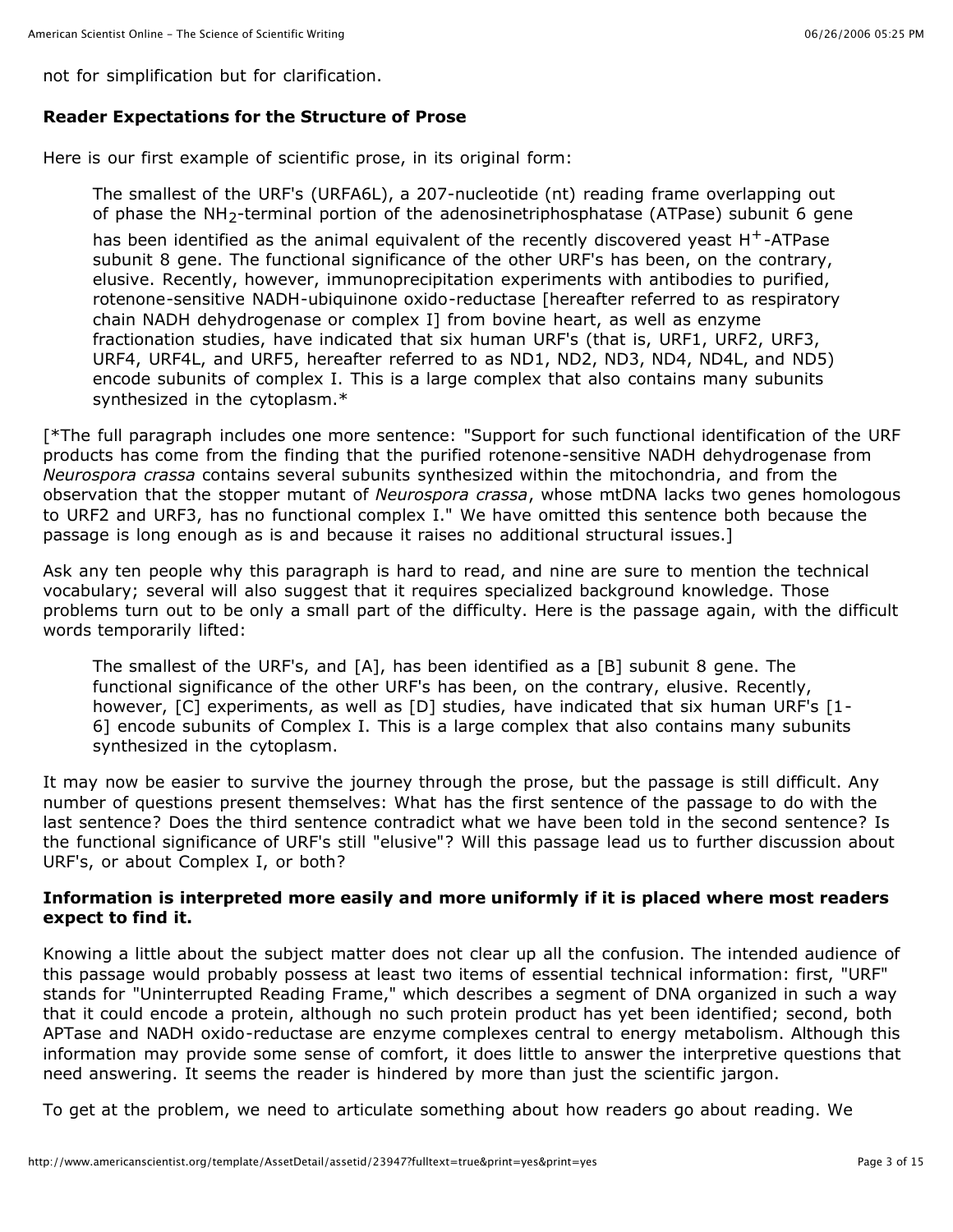not for simplification but for clarification.

**Reader Expectations for the Structure of Prose**

Here is our first example of scientific prose, in its original form:

> The smallest of the URF's (URFA6L), a 207-nucleotide (nt) reading frame overlapping out of phase the $NH_2$-terminal portion of the adenosinetriphosphatase (ATPase) subunit 6 gene has been identified as the animal equivalent of the recently discovered yeast $H^+$-ATPase subunit 8 gene. The functional significance of the other URF's has been, on the contrary, elusive. Recently, however, immunoprecipitation experiments with antibodies to purified, rotenone-sensitive NADH-ubiquinone oxido-reductase [hereafter referred to as respiratory chain NADH dehydrogenase or complex I] from bovine heart, as well as enzyme fractionation studies, have indicated that six human URF's (that is, URF1, URF2, URF3, URF4, URF4L, and URF5, hereafter referred to as ND1, ND2, ND3, ND4, ND4L, and ND5) encode subunits of complex I. This is a large complex that also contains many subunits synthesized in the cytoplasm.*

[*The full paragraph includes one more sentence: "Support for such functional identification of the URF products has come from the finding that the purified rotenone-sensitive NADH dehydrogenase from *Neurospora crassa* contains several subunits synthesized within the mitochondria, and from the observation that the stopper mutant of *Neurospora crassa*, whose mtDNA lacks two genes homologous to URF2 and URF3, has no functional complex I." We have omitted this sentence both because the passage is long enough as is and because it raises no additional structural issues.]

Ask any ten people why this paragraph is hard to read, and nine are sure to mention the technical vocabulary; several will also suggest that it requires specialized background knowledge. Those problems turn out to be only a small part of the difficulty. Here is the passage again, with the difficult words temporarily lifted:

> The smallest of the URF's, and [A], has been identified as a [B] subunit 8 gene. The functional significance of the other URF's has been, on the contrary, elusive. Recently, however, [C] experiments, as well as [D] studies, have indicated that six human URF's [1-6] encode subunits of Complex I. This is a large complex that also contains many subunits synthesized in the cytoplasm.

It may now be easier to survive the journey through the prose, but the passage is still difficult. Any number of questions present themselves: What has the first sentence of the passage to do with the last sentence? Does the third sentence contradict what we have been told in the second sentence? Is the functional significance of URF's still "elusive"? Will this passage lead us to further discussion about URF's, or about Complex I, or both?

**Information is interpreted more easily and more uniformly if it is placed where most readers expect to find it.**

Knowing a little about the subject matter does not clear up all the confusion. The intended audience of this passage would probably possess at least two items of essential technical information: first, "URF" stands for "Uninterrupted Reading Frame," which describes a segment of DNA organized in such a way that it could encode a protein, although no such protein product has yet been identified; second, both APTase and NADH oxido-reductase are enzyme complexes central to energy metabolism. Although this information may provide some sense of comfort, it does little to answer the interpretive questions that need answering. It seems the reader is hindered by more than just the scientific jargon.

To get at the problem, we need to articulate something about how readers go about reading. We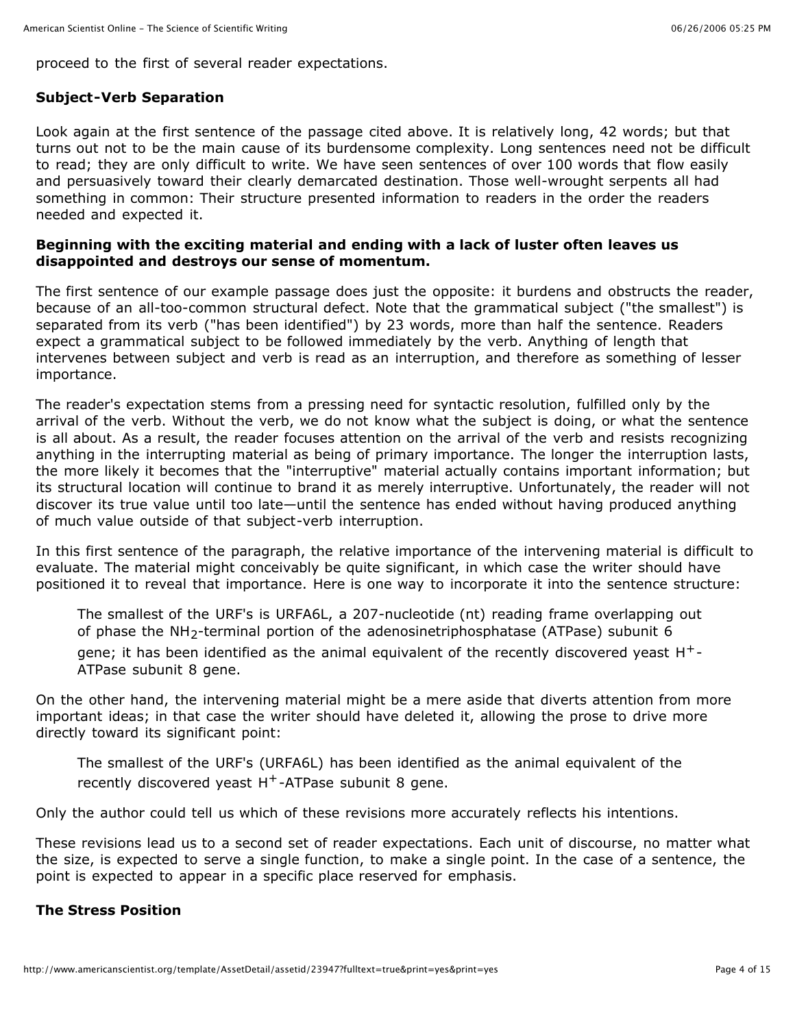proceed to the first of several reader expectations.

### Subject-Verb Separation

Look again at the first sentence of the passage cited above. It is relatively long, 42 words; but that turns out not to be the main cause of its burdensome complexity. Long sentences need not be difficult to read; they are only difficult to write. We have seen sentences of over 100 words that flow easily and persuasively toward their clearly demarcated destination. Those well-wrought serpents all had something in common: Their structure presented information to readers in the order the readers needed and expected it.

**Beginning with the exciting material and ending with a lack of luster often leaves us disappointed and destroys our sense of momentum.**

The first sentence of our example passage does just the opposite: it burdens and obstructs the reader, because of an all-too-common structural defect. Note that the grammatical subject ("the smallest") is separated from its verb ("has been identified") by 23 words, more than half the sentence. Readers expect a grammatical subject to be followed immediately by the verb. Anything of length that intervenes between subject and verb is read as an interruption, and therefore as something of lesser importance.

The reader's expectation stems from a pressing need for syntactic resolution, fulfilled only by the arrival of the verb. Without the verb, we do not know what the subject is doing, or what the sentence is all about. As a result, the reader focuses attention on the arrival of the verb and resists recognizing anything in the interrupting material as being of primary importance. The longer the interruption lasts, the more likely it becomes that the "interruptive" material actually contains important information; but its structural location will continue to brand it as merely interruptive. Unfortunately, the reader will not discover its true value until too late—until the sentence has ended without having produced anything of much value outside of that subject-verb interruption.

In this first sentence of the paragraph, the relative importance of the intervening material is difficult to evaluate. The material might conceivably be quite significant, in which case the writer should have positioned it to reveal that importance. Here is one way to incorporate it into the sentence structure:

> The smallest of the URF's is URFA6L, a 207-nucleotide (nt) reading frame overlapping out of phase the $NH_2$-terminal portion of the adenosinetriphosphatase (ATPase) subunit 6 gene; it has been identified as the animal equivalent of the recently discovered yeast $H^+$-ATPase subunit 8 gene.

On the other hand, the intervening material might be a mere aside that diverts attention from more important ideas; in that case the writer should have deleted it, allowing the prose to drive more directly toward its significant point:

> The smallest of the URF's (URFA6L) has been identified as the animal equivalent of the recently discovered yeast $H^+$-ATPase subunit 8 gene.

Only the author could tell us which of these revisions more accurately reflects his intentions.

These revisions lead us to a second set of reader expectations. Each unit of discourse, no matter what the size, is expected to serve a single function, to make a single point. In the case of a sentence, the point is expected to appear in a specific place reserved for emphasis.

### The Stress Position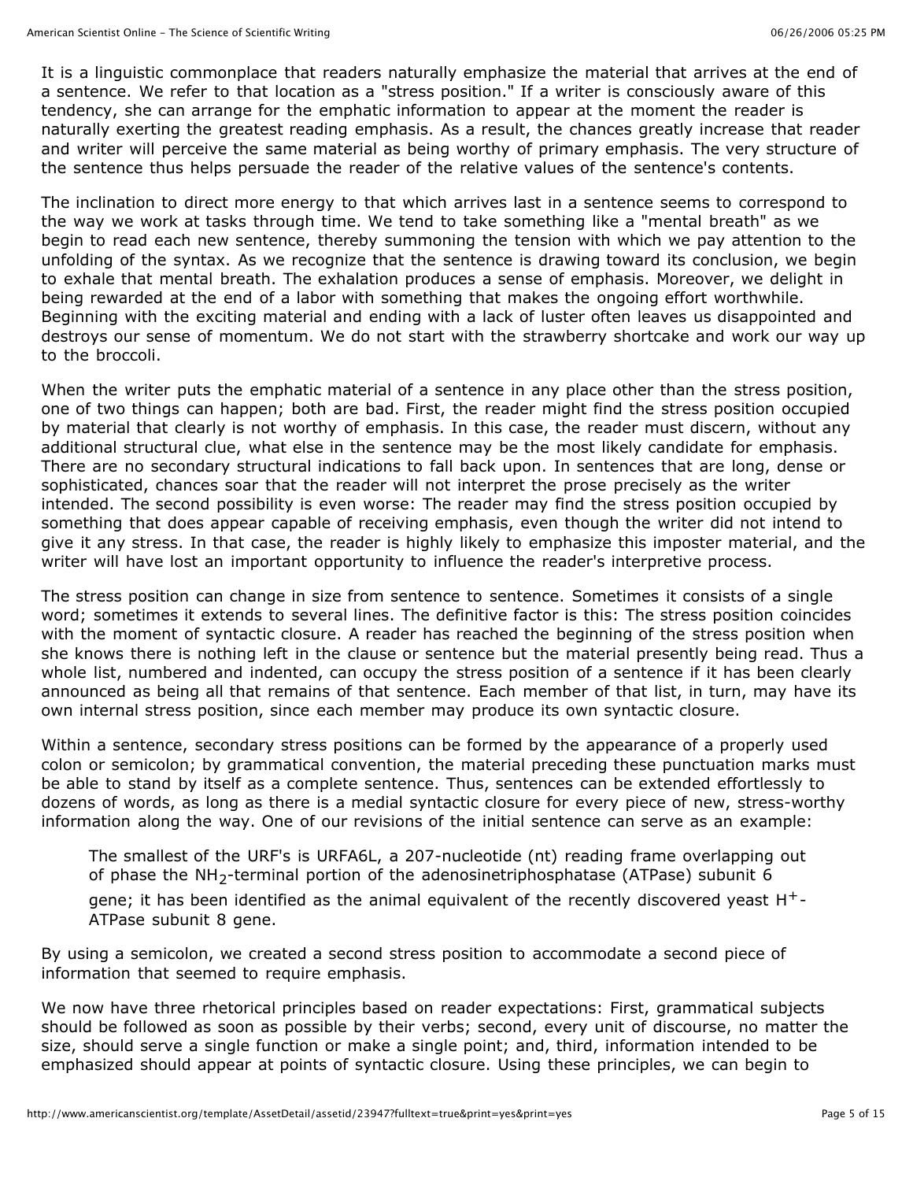It is a linguistic commonplace that readers naturally emphasize the material that arrives at the end of a sentence. We refer to that location as a "stress position." If a writer is consciously aware of this tendency, she can arrange for the emphatic information to appear at the moment the reader is naturally exerting the greatest reading emphasis. As a result, the chances greatly increase that reader and writer will perceive the same material as being worthy of primary emphasis. The very structure of the sentence thus helps persuade the reader of the relative values of the sentence's contents.

The inclination to direct more energy to that which arrives last in a sentence seems to correspond to the way we work at tasks through time. We tend to take something like a "mental breath" as we begin to read each new sentence, thereby summoning the tension with which we pay attention to the unfolding of the syntax. As we recognize that the sentence is drawing toward its conclusion, we begin to exhale that mental breath. The exhalation produces a sense of emphasis. Moreover, we delight in being rewarded at the end of a labor with something that makes the ongoing effort worthwhile. Beginning with the exciting material and ending with a lack of luster often leaves us disappointed and destroys our sense of momentum. We do not start with the strawberry shortcake and work our way up to the broccoli.

When the writer puts the emphatic material of a sentence in any place other than the stress position, one of two things can happen; both are bad. First, the reader might find the stress position occupied by material that clearly is not worthy of emphasis. In this case, the reader must discern, without any additional structural clue, what else in the sentence may be the most likely candidate for emphasis. There are no secondary structural indications to fall back upon. In sentences that are long, dense or sophisticated, chances soar that the reader will not interpret the prose precisely as the writer intended. The second possibility is even worse: The reader may find the stress position occupied by something that does appear capable of receiving emphasis, even though the writer did not intend to give it any stress. In that case, the reader is highly likely to emphasize this imposter material, and the writer will have lost an important opportunity to influence the reader's interpretive process.

The stress position can change in size from sentence to sentence. Sometimes it consists of a single word; sometimes it extends to several lines. The definitive factor is this: The stress position coincides with the moment of syntactic closure. A reader has reached the beginning of the stress position when she knows there is nothing left in the clause or sentence but the material presently being read. Thus a whole list, numbered and indented, can occupy the stress position of a sentence if it has been clearly announced as being all that remains of that sentence. Each member of that list, in turn, may have its own internal stress position, since each member may produce its own syntactic closure.

Within a sentence, secondary stress positions can be formed by the appearance of a properly used colon or semicolon; by grammatical convention, the material preceding these punctuation marks must be able to stand by itself as a complete sentence. Thus, sentences can be extended effortlessly to dozens of words, as long as there is a medial syntactic closure for every piece of new, stress-worthy information along the way. One of our revisions of the initial sentence can serve as an example:

> The smallest of the URF's is URFA6L, a 207-nucleotide (nt) reading frame overlapping out of phase the $NH_2$-terminal portion of the adenosinetriphosphatase (ATPase) subunit 6 gene; it has been identified as the animal equivalent of the recently discovered yeast $H^+$-ATPase subunit 8 gene.

By using a semicolon, we created a second stress position to accommodate a second piece of information that seemed to require emphasis.

We now have three rhetorical principles based on reader expectations: First, grammatical subjects should be followed as soon as possible by their verbs; second, every unit of discourse, no matter the size, should serve a single function or make a single point; and, third, information intended to be emphasized should appear at points of syntactic closure. Using these principles, we can begin to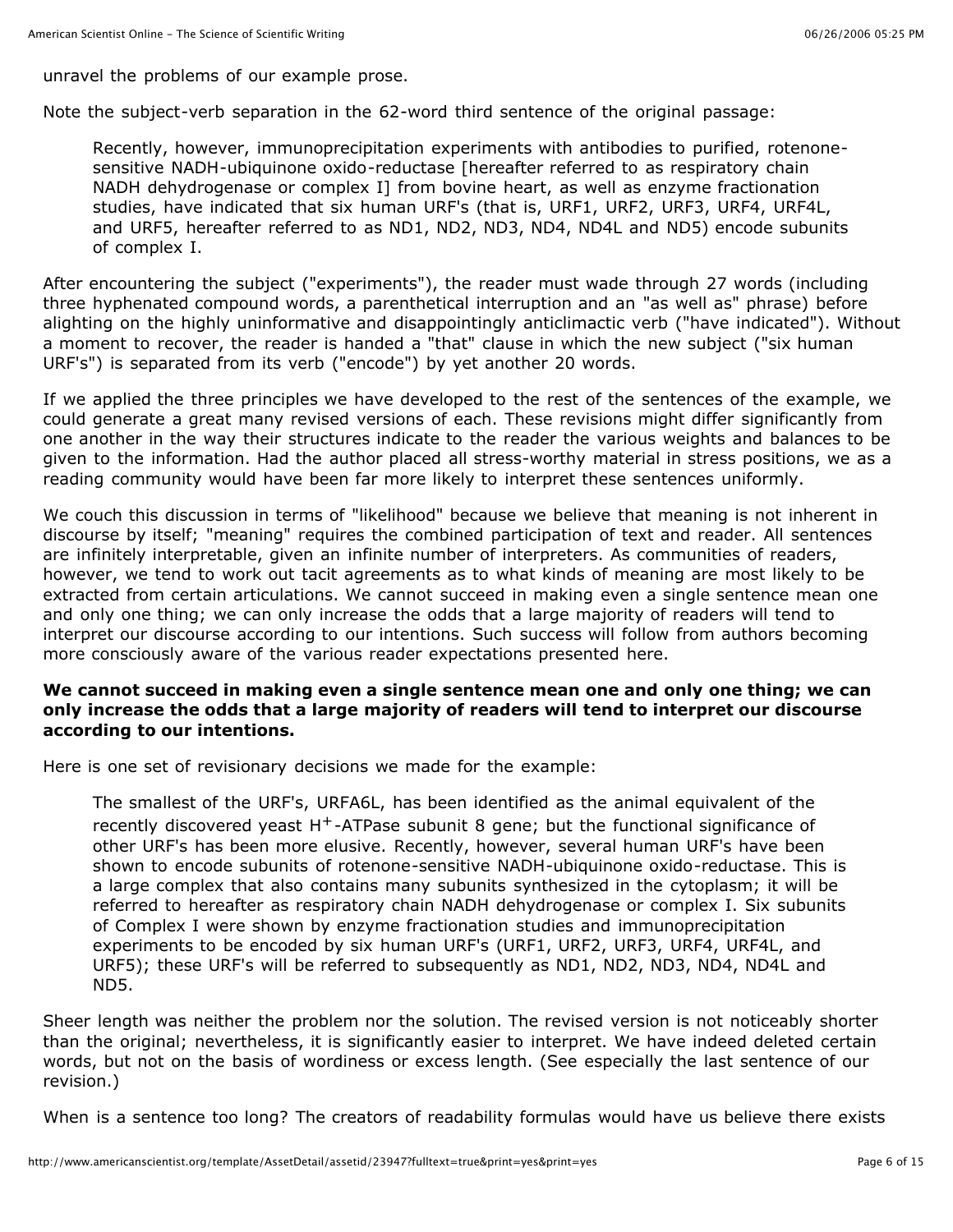unravel the problems of our example prose.

Note the subject-verb separation in the 62-word third sentence of the original passage:

> Recently, however, immunoprecipitation experiments with antibodies to purified, rotenone-sensitive NADH-ubiquinone oxido-reductase [hereafter referred to as respiratory chain NADH dehydrogenase or complex I] from bovine heart, as well as enzyme fractionation studies, have indicated that six human URF's (that is, URF1, URF2, URF3, URF4, URF4L, and URF5, hereafter referred to as ND1, ND2, ND3, ND4, ND4L and ND5) encode subunits of complex I.

After encountering the subject ("experiments"), the reader must wade through 27 words (including three hyphenated compound words, a parenthetical interruption and an "as well as" phrase) before alighting on the highly uninformative and disappointingly anticlimactic verb ("have indicated"). Without a moment to recover, the reader is handed a "that" clause in which the new subject ("six human URF's") is separated from its verb ("encode") by yet another 20 words.

If we applied the three principles we have developed to the rest of the sentences of the example, we could generate a great many revised versions of each. These revisions might differ significantly from one another in the way their structures indicate to the reader the various weights and balances to be given to the information. Had the author placed all stress-worthy material in stress positions, we as a reading community would have been far more likely to interpret these sentences uniformly.

We couch this discussion in terms of "likelihood" because we believe that meaning is not inherent in discourse by itself; "meaning" requires the combined participation of text and reader. All sentences are infinitely interpretable, given an infinite number of interpreters. As communities of readers, however, we tend to work out tacit agreements as to what kinds of meaning are most likely to be extracted from certain articulations. We cannot succeed in making even a single sentence mean one and only one thing; we can only increase the odds that a large majority of readers will tend to interpret our discourse according to our intentions. Such success will follow from authors becoming more consciously aware of the various reader expectations presented here.

**We cannot succeed in making even a single sentence mean one and only one thing; we can only increase the odds that a large majority of readers will tend to interpret our discourse according to our intentions.**

Here is one set of revisionary decisions we made for the example:

> The smallest of the URF's, URFA6L, has been identified as the animal equivalent of the recently discovered yeast $H^{+}$-ATPase subunit 8 gene; but the functional significance of other URF's has been more elusive. Recently, however, several human URF's have been shown to encode subunits of rotenone-sensitive NADH-ubiquinone oxido-reductase. This is a large complex that also contains many subunits synthesized in the cytoplasm; it will be referred to hereafter as respiratory chain NADH dehydrogenase or complex I. Six subunits of Complex I were shown by enzyme fractionation studies and immunoprecipitation experiments to be encoded by six human URF's (URF1, URF2, URF3, URF4, URF4L, and URF5); these URF's will be referred to subsequently as ND1, ND2, ND3, ND4, ND4L and ND5.

Sheer length was neither the problem nor the solution. The revised version is not noticeably shorter than the original; nevertheless, it is significantly easier to interpret. We have indeed deleted certain words, but not on the basis of wordiness or excess length. (See especially the last sentence of our revision.)

When is a sentence too long? The creators of readability formulas would have us believe there exists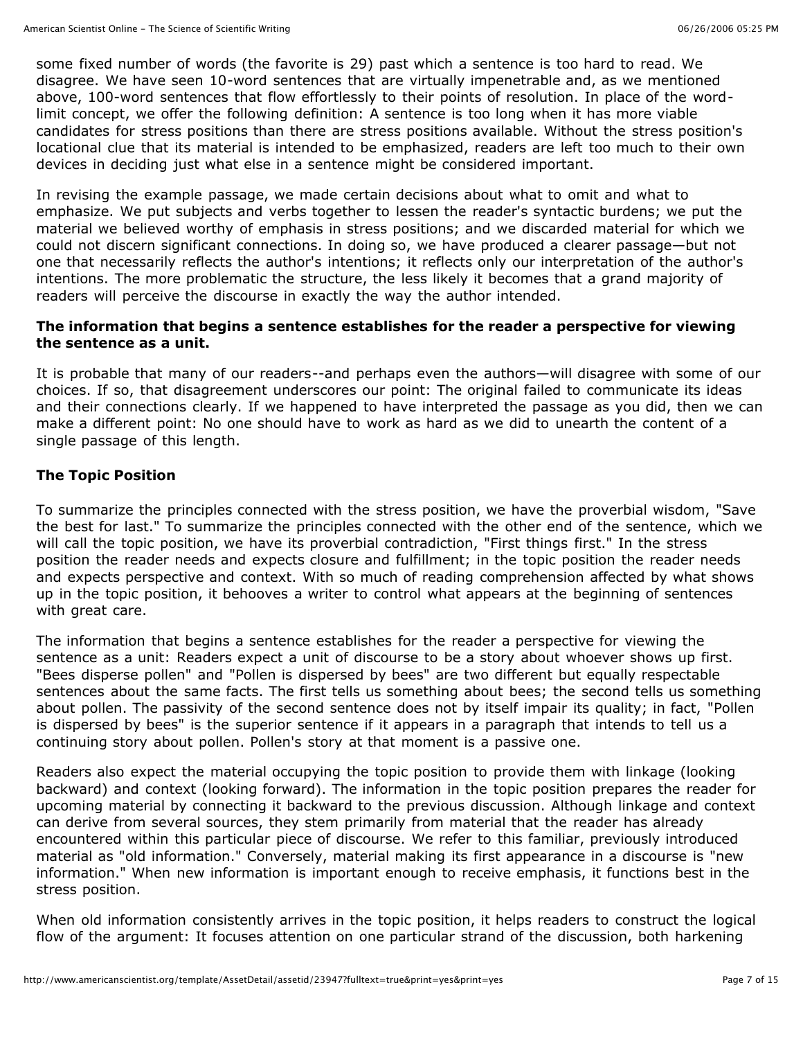some fixed number of words (the favorite is 29) past which a sentence is too hard to read. We disagree. We have seen 10-word sentences that are virtually impenetrable and, as we mentioned above, 100-word sentences that flow effortlessly to their points of resolution. In place of the word-limit concept, we offer the following definition: A sentence is too long when it has more viable candidates for stress positions than there are stress positions available. Without the stress position's locational clue that its material is intended to be emphasized, readers are left too much to their own devices in deciding just what else in a sentence might be considered important.

In revising the example passage, we made certain decisions about what to omit and what to emphasize. We put subjects and verbs together to lessen the reader's syntactic burdens; we put the material we believed worthy of emphasis in stress positions; and we discarded material for which we could not discern significant connections. In doing so, we have produced a clearer passage—but not one that necessarily reflects the author's intentions; it reflects only our interpretation of the author's intentions. The more problematic the structure, the less likely it becomes that a grand majority of readers will perceive the discourse in exactly the way the author intended.

**The information that begins a sentence establishes for the reader a perspective for viewing the sentence as a unit.**

It is probable that many of our readers--and perhaps even the authors—will disagree with some of our choices. If so, that disagreement underscores our point: The original failed to communicate its ideas and their connections clearly. If we happened to have interpreted the passage as you did, then we can make a different point: No one should have to work as hard as we did to unearth the content of a single passage of this length.

## The Topic Position

To summarize the principles connected with the stress position, we have the proverbial wisdom, "Save the best for last." To summarize the principles connected with the other end of the sentence, which we will call the topic position, we have its proverbial contradiction, "First things first." In the stress position the reader needs and expects closure and fulfillment; in the topic position the reader needs and expects perspective and context. With so much of reading comprehension affected by what shows up in the topic position, it behooves a writer to control what appears at the beginning of sentences with great care.

The information that begins a sentence establishes for the reader a perspective for viewing the sentence as a unit: Readers expect a unit of discourse to be a story about whoever shows up first. "Bees disperse pollen" and "Pollen is dispersed by bees" are two different but equally respectable sentences about the same facts. The first tells us something about bees; the second tells us something about pollen. The passivity of the second sentence does not by itself impair its quality; in fact, "Pollen is dispersed by bees" is the superior sentence if it appears in a paragraph that intends to tell us a continuing story about pollen. Pollen's story at that moment is a passive one.

Readers also expect the material occupying the topic position to provide them with linkage (looking backward) and context (looking forward). The information in the topic position prepares the reader for upcoming material by connecting it backward to the previous discussion. Although linkage and context can derive from several sources, they stem primarily from material that the reader has already encountered within this particular piece of discourse. We refer to this familiar, previously introduced material as "old information." Conversely, material making its first appearance in a discourse is "new information." When new information is important enough to receive emphasis, it functions best in the stress position.

When old information consistently arrives in the topic position, it helps readers to construct the logical flow of the argument: It focuses attention on one particular strand of the discussion, both harkening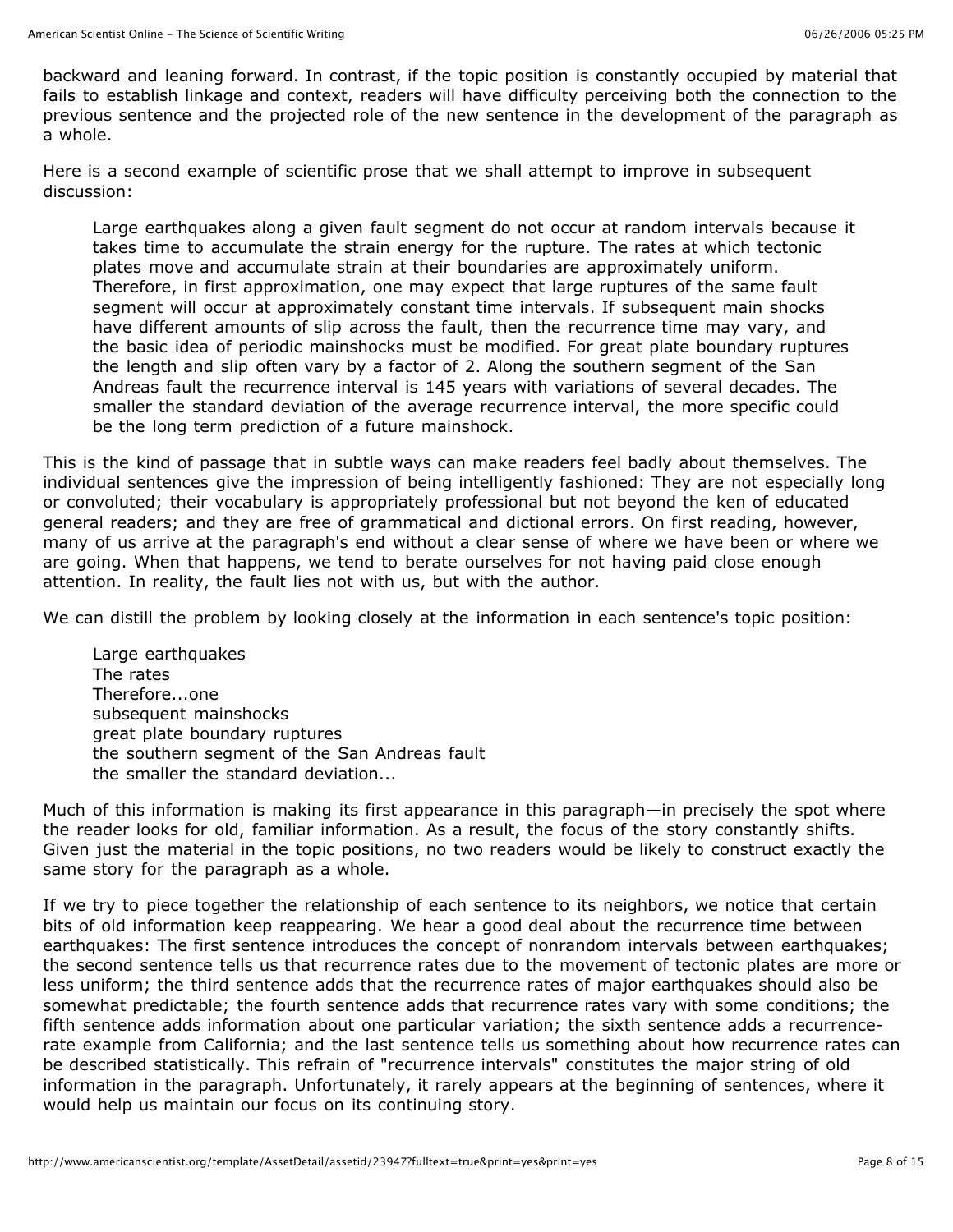backward and leaning forward. In contrast, if the topic position is constantly occupied by material that fails to establish linkage and context, readers will have difficulty perceiving both the connection to the previous sentence and the projected role of the new sentence in the development of the paragraph as a whole.

Here is a second example of scientific prose that we shall attempt to improve in subsequent discussion:

> Large earthquakes along a given fault segment do not occur at random intervals because it takes time to accumulate the strain energy for the rupture. The rates at which tectonic plates move and accumulate strain at their boundaries are approximately uniform. Therefore, in first approximation, one may expect that large ruptures of the same fault segment will occur at approximately constant time intervals. If subsequent main shocks have different amounts of slip across the fault, then the recurrence time may vary, and the basic idea of periodic mainshocks must be modified. For great plate boundary ruptures the length and slip often vary by a factor of 2. Along the southern segment of the San Andreas fault the recurrence interval is 145 years with variations of several decades. The smaller the standard deviation of the average recurrence interval, the more specific could be the long term prediction of a future mainshock.

This is the kind of passage that in subtle ways can make readers feel badly about themselves. The individual sentences give the impression of being intelligently fashioned: They are not especially long or convoluted; their vocabulary is appropriately professional but not beyond the ken of educated general readers; and they are free of grammatical and dictional errors. On first reading, however, many of us arrive at the paragraph's end without a clear sense of where we have been or where we are going. When that happens, we tend to berate ourselves for not having paid close enough attention. In reality, the fault lies not with us, but with the author.

We can distill the problem by looking closely at the information in each sentence's topic position:

> Large earthquakes
> The rates
> Therefore...one
> subsequent mainshocks
> great plate boundary ruptures
> the southern segment of the San Andreas fault
> the smaller the standard deviation...

Much of this information is making its first appearance in this paragraph—in precisely the spot where the reader looks for old, familiar information. As a result, the focus of the story constantly shifts. Given just the material in the topic positions, no two readers would be likely to construct exactly the same story for the paragraph as a whole.

If we try to piece together the relationship of each sentence to its neighbors, we notice that certain bits of old information keep reappearing. We hear a good deal about the recurrence time between earthquakes: The first sentence introduces the concept of nonrandom intervals between earthquakes; the second sentence tells us that recurrence rates due to the movement of tectonic plates are more or less uniform; the third sentence adds that the recurrence rates of major earthquakes should also be somewhat predictable; the fourth sentence adds that recurrence rates vary with some conditions; the fifth sentence adds information about one particular variation; the sixth sentence adds a recurrence-rate example from California; and the last sentence tells us something about how recurrence rates can be described statistically. This refrain of "recurrence intervals" constitutes the major string of old information in the paragraph. Unfortunately, it rarely appears at the beginning of sentences, where it would help us maintain our focus on its continuing story.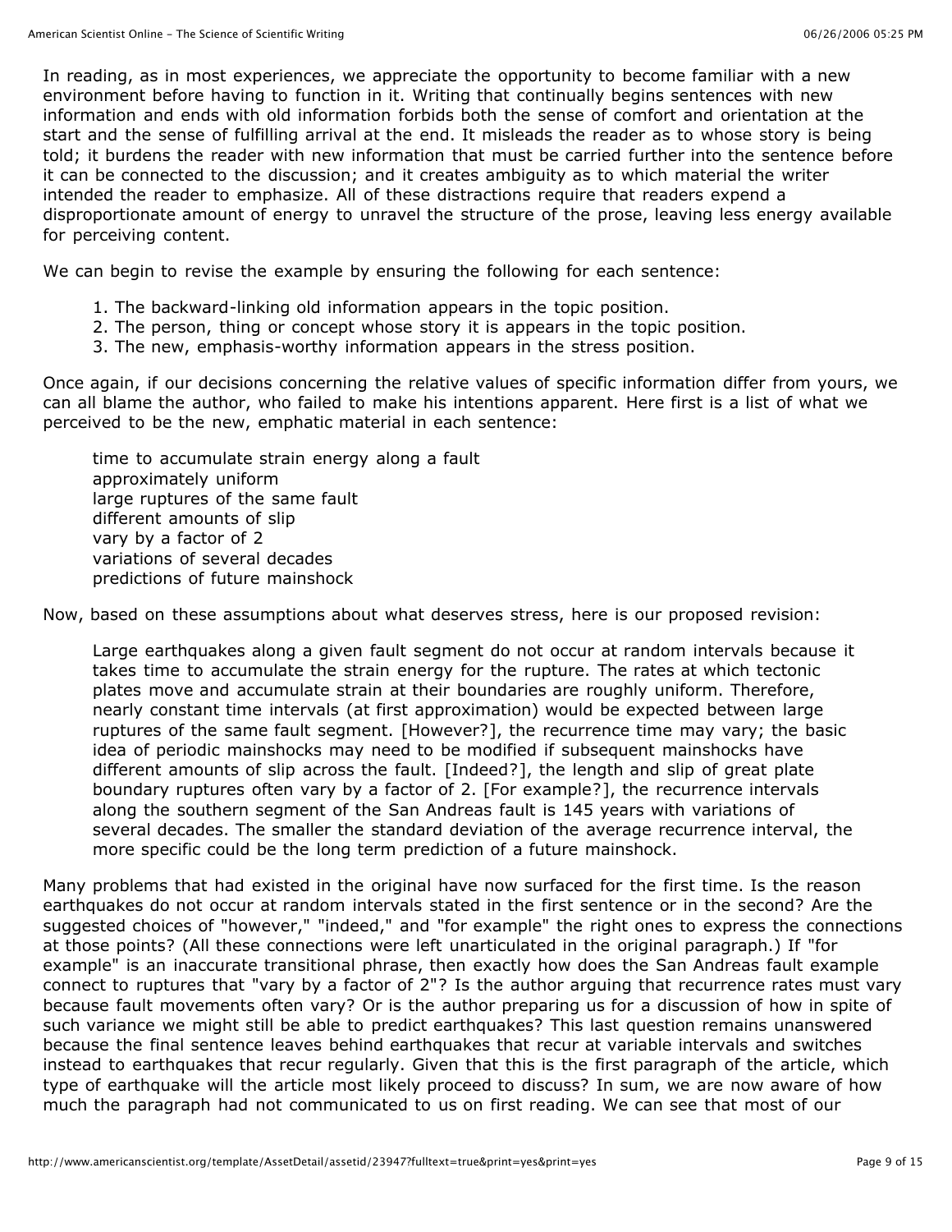In reading, as in most experiences, we appreciate the opportunity to become familiar with a new environment before having to function in it. Writing that continually begins sentences with new information and ends with old information forbids both the sense of comfort and orientation at the start and the sense of fulfilling arrival at the end. It misleads the reader as to whose story is being told; it burdens the reader with new information that must be carried further into the sentence before it can be connected to the discussion; and it creates ambiguity as to which material the writer intended the reader to emphasize. All of these distractions require that readers expend a disproportionate amount of energy to unravel the structure of the prose, leaving less energy available for perceiving content.

We can begin to revise the example by ensuring the following for each sentence:

1. The backward-linking old information appears in the topic position.
2. The person, thing or concept whose story it is appears in the topic position.
3. The new, emphasis-worthy information appears in the stress position.

Once again, if our decisions concerning the relative values of specific information differ from yours, we can all blame the author, who failed to make his intentions apparent. Here first is a list of what we perceived to be the new, emphatic material in each sentence:

> time to accumulate strain energy along a fault
> approximately uniform
> large ruptures of the same fault
> different amounts of slip
> vary by a factor of 2
> variations of several decades
> predictions of future mainshock

Now, based on these assumptions about what deserves stress, here is our proposed revision:

> Large earthquakes along a given fault segment do not occur at random intervals because it takes time to accumulate the strain energy for the rupture. The rates at which tectonic plates move and accumulate strain at their boundaries are roughly uniform. Therefore, nearly constant time intervals (at first approximation) would be expected between large ruptures of the same fault segment. [However?], the recurrence time may vary; the basic idea of periodic mainshocks may need to be modified if subsequent mainshocks have different amounts of slip across the fault. [Indeed?], the length and slip of great plate boundary ruptures often vary by a factor of 2. [For example?], the recurrence intervals along the southern segment of the San Andreas fault is 145 years with variations of several decades. The smaller the standard deviation of the average recurrence interval, the more specific could be the long term prediction of a future mainshock.

Many problems that had existed in the original have now surfaced for the first time. Is the reason earthquakes do not occur at random intervals stated in the first sentence or in the second? Are the suggested choices of "however," "indeed," and "for example" the right ones to express the connections at those points? (All these connections were left unarticulated in the original paragraph.) If "for example" is an inaccurate transitional phrase, then exactly how does the San Andreas fault example connect to ruptures that "vary by a factor of 2"? Is the author arguing that recurrence rates must vary because fault movements often vary? Or is the author preparing us for a discussion of how in spite of such variance we might still be able to predict earthquakes? This last question remains unanswered because the final sentence leaves behind earthquakes that recur at variable intervals and switches instead to earthquakes that recur regularly. Given that this is the first paragraph of the article, which type of earthquake will the article most likely proceed to discuss? In sum, we are now aware of how much the paragraph had not communicated to us on first reading. We can see that most of our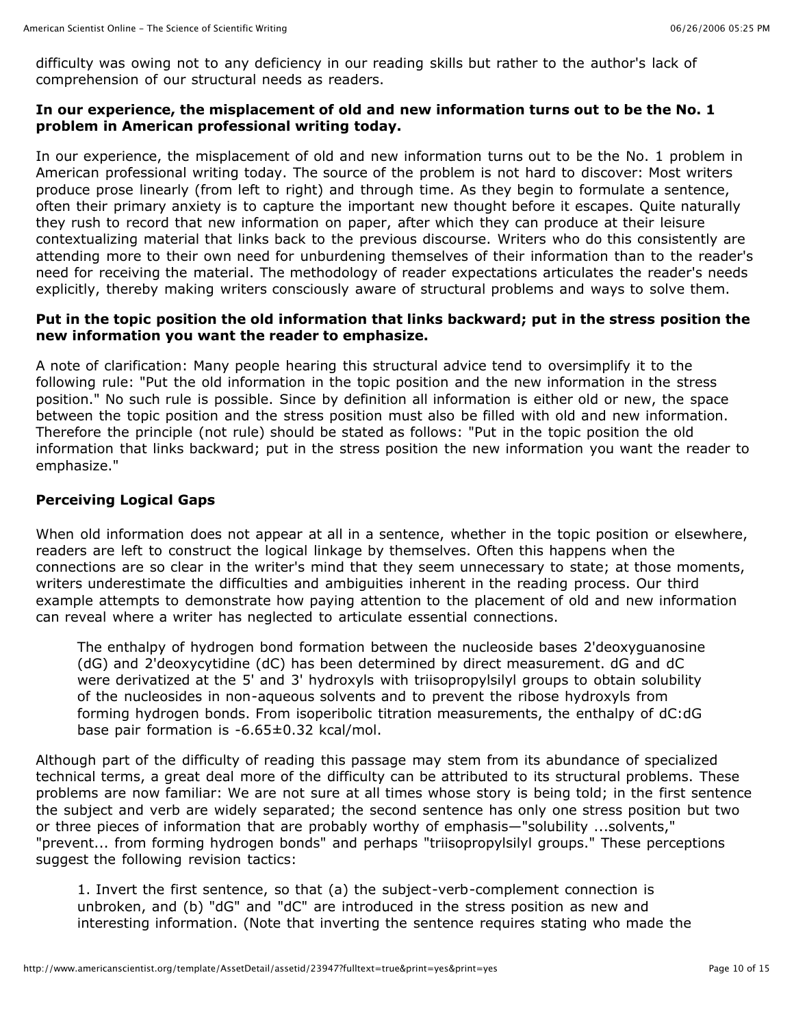difficulty was owing not to any deficiency in our reading skills but rather to the author's lack of comprehension of our structural needs as readers.

**In our experience, the misplacement of old and new information turns out to be the No. 1 problem in American professional writing today.**

In our experience, the misplacement of old and new information turns out to be the No. 1 problem in American professional writing today. The source of the problem is not hard to discover: Most writers produce prose linearly (from left to right) and through time. As they begin to formulate a sentence, often their primary anxiety is to capture the important new thought before it escapes. Quite naturally they rush to record that new information on paper, after which they can produce at their leisure contextualizing material that links back to the previous discourse. Writers who do this consistently are attending more to their own need for unburdening themselves of their information than to the reader's need for receiving the material. The methodology of reader expectations articulates the reader's needs explicitly, thereby making writers consciously aware of structural problems and ways to solve them.

**Put in the topic position the old information that links backward; put in the stress position the new information you want the reader to emphasize.**

A note of clarification: Many people hearing this structural advice tend to oversimplify it to the following rule: "Put the old information in the topic position and the new information in the stress position." No such rule is possible. Since by definition all information is either old or new, the space between the topic position and the stress position must also be filled with old and new information. Therefore the principle (not rule) should be stated as follows: "Put in the topic position the old information that links backward; put in the stress position the new information you want the reader to emphasize."

### Perceiving Logical Gaps

When old information does not appear at all in a sentence, whether in the topic position or elsewhere, readers are left to construct the logical linkage by themselves. Often this happens when the connections are so clear in the writer's mind that they seem unnecessary to state; at those moments, writers underestimate the difficulties and ambiguities inherent in the reading process. Our third example attempts to demonstrate how paying attention to the placement of old and new information can reveal where a writer has neglected to articulate essential connections.

> The enthalpy of hydrogen bond formation between the nucleoside bases 2'deoxyguanosine (dG) and 2'deoxycytidine (dC) has been determined by direct measurement. dG and dC were derivatized at the 5' and 3' hydroxyls with triisopropylsilyl groups to obtain solubility of the nucleosides in non-aqueous solvents and to prevent the ribose hydroxyls from forming hydrogen bonds. From isoperibolic titration measurements, the enthalpy of dC:dG base pair formation is $-6.65 \pm 0.32$ kcal/mol.

Although part of the difficulty of reading this passage may stem from its abundance of specialized technical terms, a great deal more of the difficulty can be attributed to its structural problems. These problems are now familiar: We are not sure at all times whose story is being told; in the first sentence the subject and verb are widely separated; the second sentence has only one stress position but two or three pieces of information that are probably worthy of emphasis—"solubility ...solvents," "prevent... from forming hydrogen bonds" and perhaps "triisopropylsilyl groups." These perceptions suggest the following revision tactics:

> 1. Invert the first sentence, so that (a) the subject-verb-complement connection is unbroken, and (b) "dG" and "dC" are introduced in the stress position as new and interesting information. (Note that inverting the sentence requires stating who made the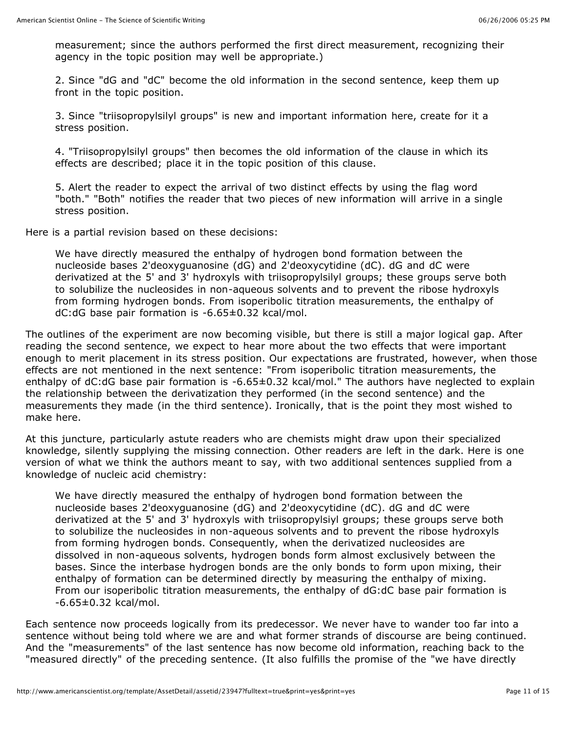measurement; since the authors performed the first direct measurement, recognizing their agency in the topic position may well be appropriate.)

2. Since "dG and "dC" become the old information in the second sentence, keep them up front in the topic position.

3. Since "triisopropylsilyl groups" is new and important information here, create for it a stress position.

4. "Triisopropylsilyl groups" then becomes the old information of the clause in which its effects are described; place it in the topic position of this clause.

5. Alert the reader to expect the arrival of two distinct effects by using the flag word "both." "Both" notifies the reader that two pieces of new information will arrive in a single stress position.

Here is a partial revision based on these decisions:

> We have directly measured the enthalpy of hydrogen bond formation between the nucleoside bases 2'deoxyguanosine (dG) and 2'deoxycytidine (dC). dG and dC were derivatized at the 5' and 3' hydroxyls with triisopropylsilyl groups; these groups serve both to solubilize the nucleosides in non-aqueous solvents and to prevent the ribose hydroxyls from forming hydrogen bonds. From isoperibolic titration measurements, the enthalpy of dC:dG base pair formation is -6.65±0.32 kcal/mol.

The outlines of the experiment are now becoming visible, but there is still a major logical gap. After reading the second sentence, we expect to hear more about the two effects that were important enough to merit placement in its stress position. Our expectations are frustrated, however, when those effects are not mentioned in the next sentence: "From isoperibolic titration measurements, the enthalpy of dC:dG base pair formation is -6.65±0.32 kcal/mol." The authors have neglected to explain the relationship between the derivatization they performed (in the second sentence) and the measurements they made (in the third sentence). Ironically, that is the point they most wished to make here.

At this juncture, particularly astute readers who are chemists might draw upon their specialized knowledge, silently supplying the missing connection. Other readers are left in the dark. Here is one version of what we think the authors meant to say, with two additional sentences supplied from a knowledge of nucleic acid chemistry:

> We have directly measured the enthalpy of hydrogen bond formation between the nucleoside bases 2'deoxyguanosine (dG) and 2'deoxycytidine (dC). dG and dC were derivatized at the 5' and 3' hydroxyls with triisopropylsilyl groups; these groups serve both to solubilize the nucleosides in non-aqueous solvents and to prevent the ribose hydroxyls from forming hydrogen bonds. Consequently, when the derivatized nucleosides are dissolved in non-aqueous solvents, hydrogen bonds form almost exclusively between the bases. Since the interbase hydrogen bonds are the only bonds to form upon mixing, their enthalpy of formation can be determined directly by measuring the enthalpy of mixing. From our isoperibolic titration measurements, the enthalpy of dG:dC base pair formation is -6.65±0.32 kcal/mol.

Each sentence now proceeds logically from its predecessor. We never have to wander too far into a sentence without being told where we are and what former strands of discourse are being continued. And the "measurements" of the last sentence has now become old information, reaching back to the "measured directly" of the preceding sentence. (It also fulfills the promise of the "we have directly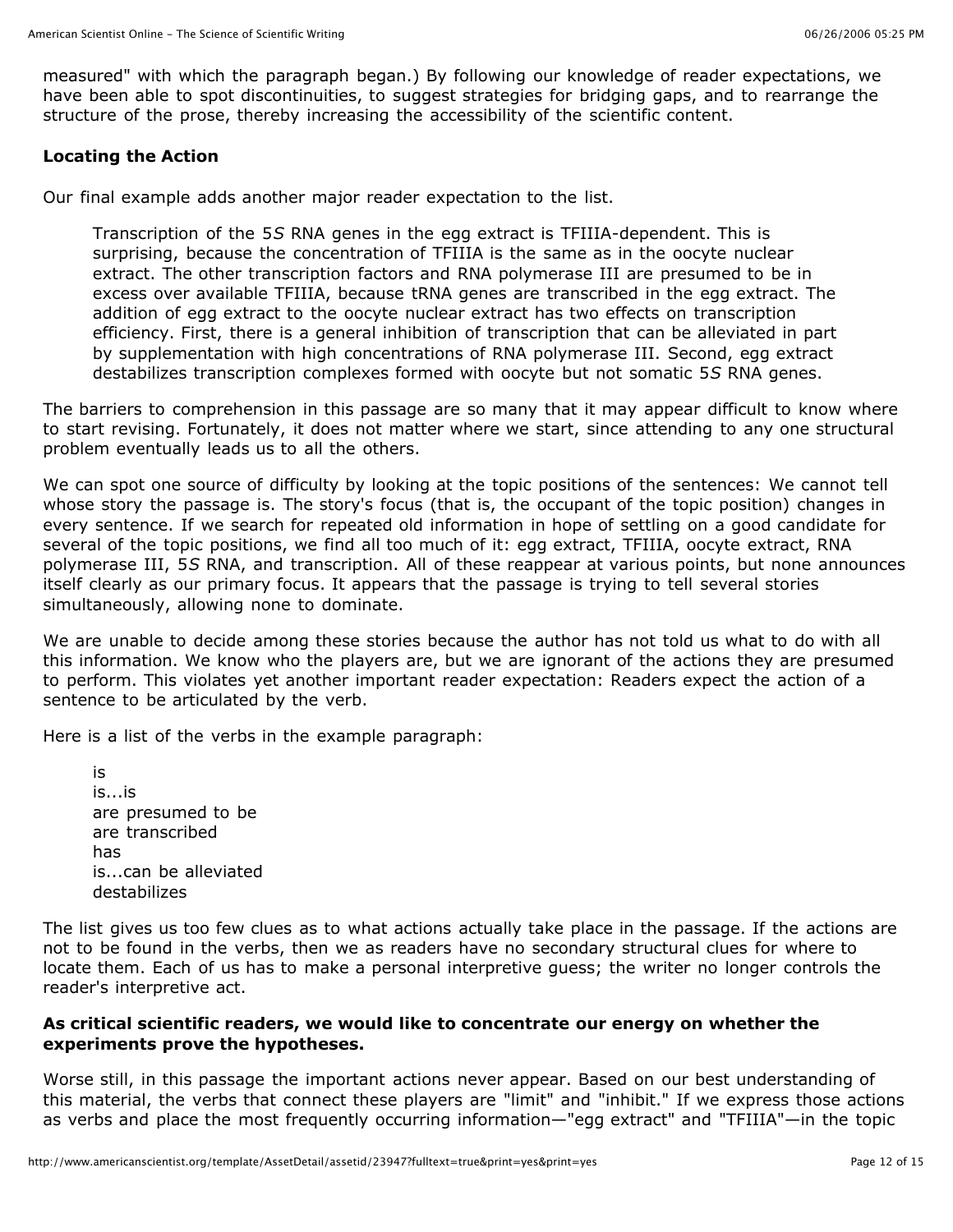measured" with which the paragraph began.) By following our knowledge of reader expectations, we have been able to spot discontinuities, to suggest strategies for bridging gaps, and to rearrange the structure of the prose, thereby increasing the accessibility of the scientific content.

**Locating the Action**

Our final example adds another major reader expectation to the list.

> Transcription of the 5*S* RNA genes in the egg extract is TFIIIA-dependent. This is surprising, because the concentration of TFIIIA is the same as in the oocyte nuclear extract. The other transcription factors and RNA polymerase III are presumed to be in excess over available TFIIIA, because tRNA genes are transcribed in the egg extract. The addition of egg extract to the oocyte nuclear extract has two effects on transcription efficiency. First, there is a general inhibition of transcription that can be alleviated in part by supplementation with high concentrations of RNA polymerase III. Second, egg extract destabilizes transcription complexes formed with oocyte but not somatic 5*S* RNA genes.

The barriers to comprehension in this passage are so many that it may appear difficult to know where to start revising. Fortunately, it does not matter where we start, since attending to any one structural problem eventually leads us to all the others.

We can spot one source of difficulty by looking at the topic positions of the sentences: We cannot tell whose story the passage is. The story's focus (that is, the occupant of the topic position) changes in every sentence. If we search for repeated old information in hope of settling on a good candidate for several of the topic positions, we find all too much of it: egg extract, TFIIIA, oocyte extract, RNA polymerase III, 5*S* RNA, and transcription. All of these reappear at various points, but none announces itself clearly as our primary focus. It appears that the passage is trying to tell several stories simultaneously, allowing none to dominate.

We are unable to decide among these stories because the author has not told us what to do with all this information. We know who the players are, but we are ignorant of the actions they are presumed to perform. This violates yet another important reader expectation: Readers expect the action of a sentence to be articulated by the verb.

Here is a list of the verbs in the example paragraph:

> is
> is...is
> are presumed to be
> are transcribed
> has
> is...can be alleviated
> destabilizes

The list gives us too few clues as to what actions actually take place in the passage. If the actions are not to be found in the verbs, then we as readers have no secondary structural clues for where to locate them. Each of us has to make a personal interpretive guess; the writer no longer controls the reader's interpretive act.

**As critical scientific readers, we would like to concentrate our energy on whether the experiments prove the hypotheses.**

Worse still, in this passage the important actions never appear. Based on our best understanding of this material, the verbs that connect these players are "limit" and "inhibit." If we express those actions as verbs and place the most frequently occurring information—"egg extract" and "TFIIIA"—in the topic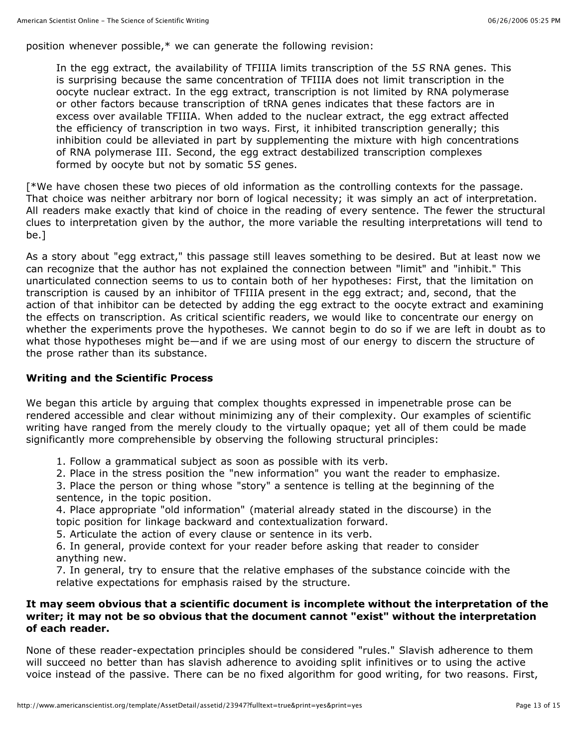position whenever possible,* we can generate the following revision:

> In the egg extract, the availability of TFIIIA limits transcription of the 5*S* RNA genes. This is surprising because the same concentration of TFIIIA does not limit transcription in the oocyte nuclear extract. In the egg extract, transcription is not limited by RNA polymerase or other factors because transcription of tRNA genes indicates that these factors are in excess over available TFIIIA. When added to the nuclear extract, the egg extract affected the efficiency of transcription in two ways. First, it inhibited transcription generally; this inhibition could be alleviated in part by supplementing the mixture with high concentrations of RNA polymerase III. Second, the egg extract destabilized transcription complexes formed by oocyte but not by somatic 5*S* genes.

[*We have chosen these two pieces of old information as the controlling contexts for the passage. That choice was neither arbitrary nor born of logical necessity; it was simply an act of interpretation. All readers make exactly that kind of choice in the reading of every sentence. The fewer the structural clues to interpretation given by the author, the more variable the resulting interpretations will tend to be.]

As a story about "egg extract," this passage still leaves something to be desired. But at least now we can recognize that the author has not explained the connection between "limit" and "inhibit." This unarticulated connection seems to us to contain both of her hypotheses: First, that the limitation on transcription is caused by an inhibitor of TFIIIA present in the egg extract; and, second, that the action of that inhibitor can be detected by adding the egg extract to the oocyte extract and examining the effects on transcription. As critical scientific readers, we would like to concentrate our energy on whether the experiments prove the hypotheses. We cannot begin to do so if we are left in doubt as to what those hypotheses might be—and if we are using most of our energy to discern the structure of the prose rather than its substance.

### Writing and the Scientific Process

We began this article by arguing that complex thoughts expressed in impenetrable prose can be rendered accessible and clear without minimizing any of their complexity. Our examples of scientific writing have ranged from the merely cloudy to the virtually opaque; yet all of them could be made significantly more comprehensible by observing the following structural principles:

1. Follow a grammatical subject as soon as possible with its verb.
2. Place in the stress position the "new information" you want the reader to emphasize.
3. Place the person or thing whose "story" a sentence is telling at the beginning of the sentence, in the topic position.
4. Place appropriate "old information" (material already stated in the discourse) in the topic position for linkage backward and contextualization forward.
5. Articulate the action of every clause or sentence in its verb.
6. In general, provide context for your reader before asking that reader to consider anything new.
7. In general, try to ensure that the relative emphases of the substance coincide with the relative expectations for emphasis raised by the structure.

**It may seem obvious that a scientific document is incomplete without the interpretation of the writer; it may not be so obvious that the document cannot "exist" without the interpretation of each reader.**

None of these reader-expectation principles should be considered "rules." Slavish adherence to them will succeed no better than has slavish adherence to avoiding split infinitives or to using the active voice instead of the passive. There can be no fixed algorithm for good writing, for two reasons. First,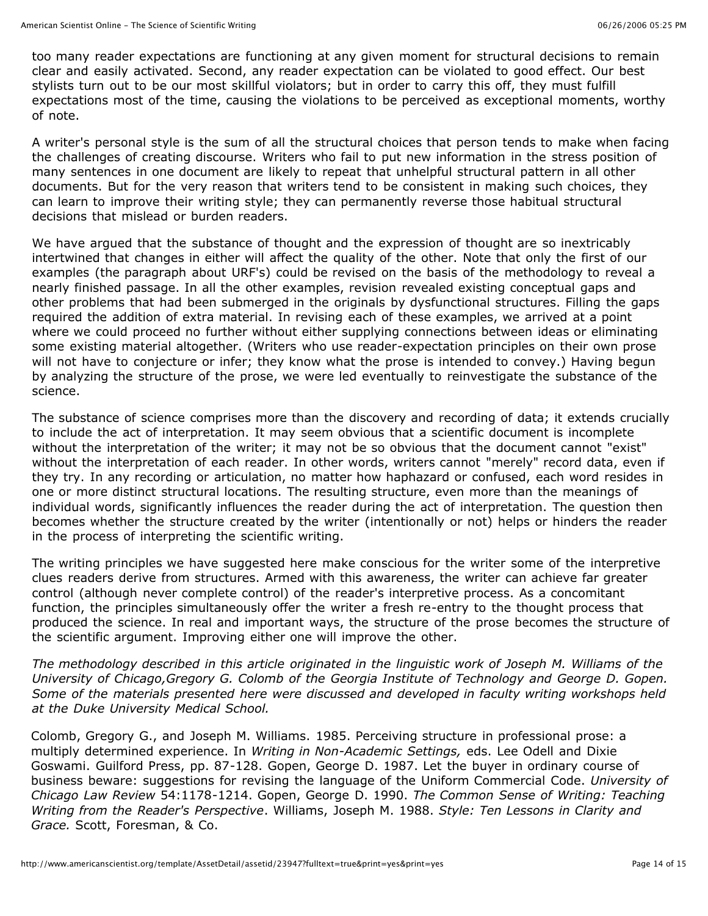too many reader expectations are functioning at any given moment for structural decisions to remain clear and easily activated. Second, any reader expectation can be violated to good effect. Our best stylists turn out to be our most skillful violators; but in order to carry this off, they must fulfill expectations most of the time, causing the violations to be perceived as exceptional moments, worthy of note.

A writer's personal style is the sum of all the structural choices that person tends to make when facing the challenges of creating discourse. Writers who fail to put new information in the stress position of many sentences in one document are likely to repeat that unhelpful structural pattern in all other documents. But for the very reason that writers tend to be consistent in making such choices, they can learn to improve their writing style; they can permanently reverse those habitual structural decisions that mislead or burden readers.

We have argued that the substance of thought and the expression of thought are so inextricably intertwined that changes in either will affect the quality of the other. Note that only the first of our examples (the paragraph about URF's) could be revised on the basis of the methodology to reveal a nearly finished passage. In all the other examples, revision revealed existing conceptual gaps and other problems that had been submerged in the originals by dysfunctional structures. Filling the gaps required the addition of extra material. In revising each of these examples, we arrived at a point where we could proceed no further without either supplying connections between ideas or eliminating some existing material altogether. (Writers who use reader-expectation principles on their own prose will not have to conjecture or infer; they know what the prose is intended to convey.) Having begun by analyzing the structure of the prose, we were led eventually to reinvestigate the substance of the science.

The substance of science comprises more than the discovery and recording of data; it extends crucially to include the act of interpretation. It may seem obvious that a scientific document is incomplete without the interpretation of the writer; it may not be so obvious that the document cannot "exist" without the interpretation of each reader. In other words, writers cannot "merely" record data, even if they try. In any recording or articulation, no matter how haphazard or confused, each word resides in one or more distinct structural locations. The resulting structure, even more than the meanings of individual words, significantly influences the reader during the act of interpretation. The question then becomes whether the structure created by the writer (intentionally or not) helps or hinders the reader in the process of interpreting the scientific writing.

The writing principles we have suggested here make conscious for the writer some of the interpretive clues readers derive from structures. Armed with this awareness, the writer can achieve far greater control (although never complete control) of the reader's interpretive process. As a concomitant function, the principles simultaneously offer the writer a fresh re-entry to the thought process that produced the science. In real and important ways, the structure of the prose becomes the structure of the scientific argument. Improving either one will improve the other.

*The methodology described in this article originated in the linguistic work of Joseph M. Williams of the University of Chicago,Gregory G. Colomb of the Georgia Institute of Technology and George D. Gopen. Some of the materials presented here were discussed and developed in faculty writing workshops held at the Duke University Medical School.*

Colomb, Gregory G., and Joseph M. Williams. 1985. Perceiving structure in professional prose: a multiply determined experience. In *Writing in Non-Academic Settings,* eds. Lee Odell and Dixie Goswami. Guilford Press, pp. 87-128. Gopen, George D. 1987. Let the buyer in ordinary course of business beware: suggestions for revising the language of the Uniform Commercial Code. *University of Chicago Law Review* 54:1178-1214. Gopen, George D. 1990. *The Common Sense of Writing: Teaching Writing from the Reader's Perspective*. Williams, Joseph M. 1988. *Style: Ten Lessons in Clarity and Grace.* Scott, Foresman, & Co.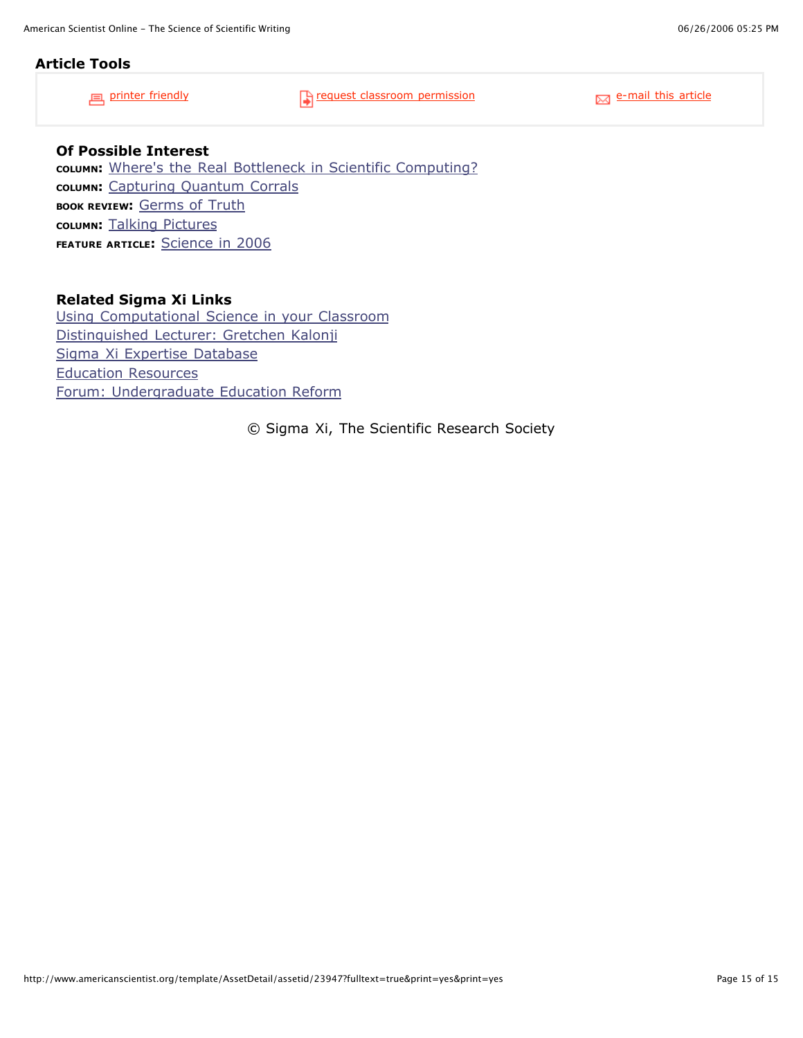## Article Tools

printer friendly | request classroom permission | e-mail this article

### Of Possible Interest

**COLUMN:** Where's the Real Bottleneck in Scientific Computing?
**COLUMN:** Capturing Quantum Corrals
**BOOK REVIEW:** Germs of Truth
**COLUMN:** Talking Pictures
**FEATURE ARTICLE:** Science in 2006

### Related Sigma Xi Links

Using Computational Science in your Classroom
Distinguished Lecturer: Gretchen Kalonji
Sigma Xi Expertise Database
Education Resources
Forum: Undergraduate Education Reform

© Sigma Xi, The Scientific Research Society